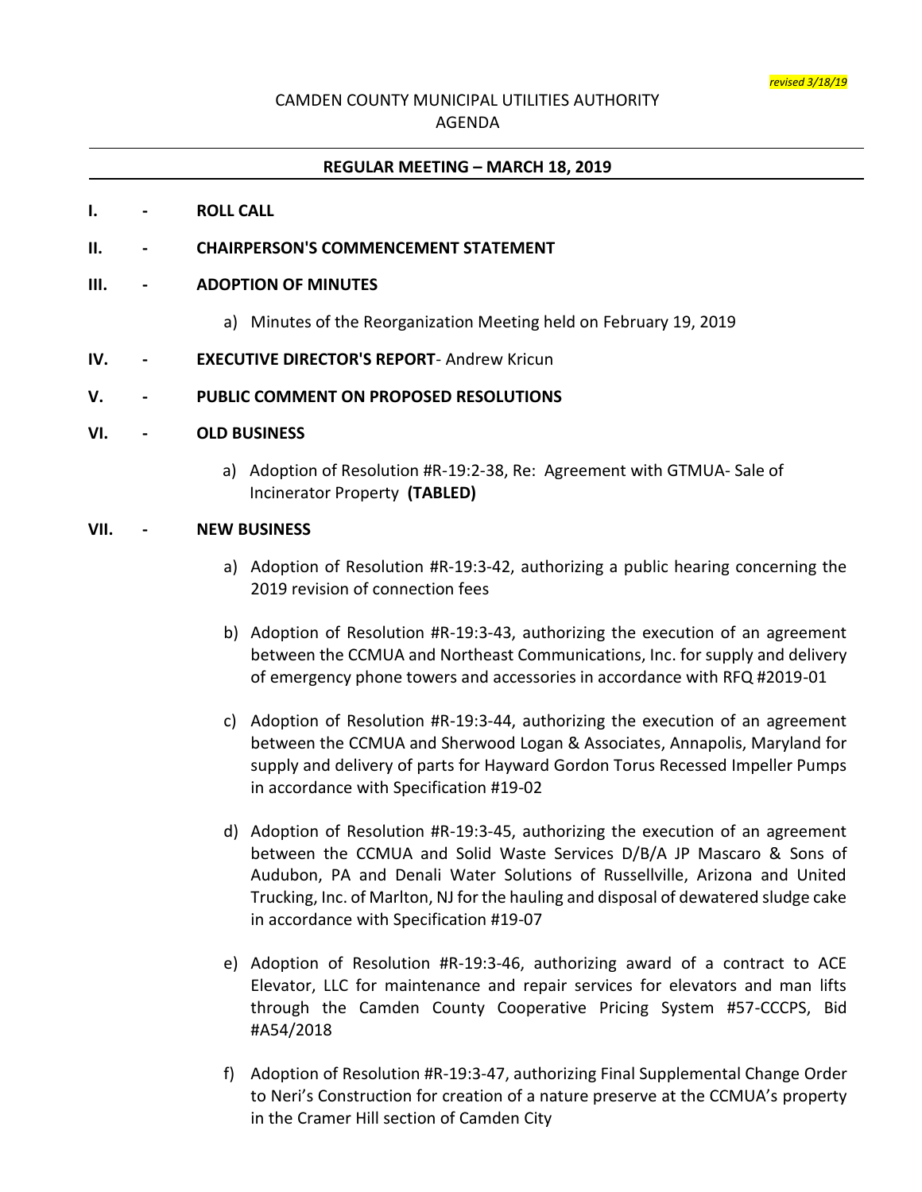*revised 3/18/19*

CAMDEN COUNTY MUNICIPAL UTILITIES AUTHORITY
AGENDA

**REGULAR MEETING – MARCH 18, 2019**

**I. - ROLL CALL**

**II. - CHAIRPERSON'S COMMENCEMENT STATEMENT**

**III. - ADOPTION OF MINUTES**

a) Minutes of the Reorganization Meeting held on February 19, 2019

**IV. - EXECUTIVE DIRECTOR'S REPORT**- Andrew Kricun

**V. - PUBLIC COMMENT ON PROPOSED RESOLUTIONS**

**VI. - OLD BUSINESS**

a) Adoption of Resolution #R-19:2-38, Re: Agreement with GTMUA- Sale of Incinerator Property **(TABLED)**

**VII. - NEW BUSINESS**

a) Adoption of Resolution #R-19:3-42, authorizing a public hearing concerning the 2019 revision of connection fees

b) Adoption of Resolution #R-19:3-43, authorizing the execution of an agreement between the CCMUA and Northeast Communications, Inc. for supply and delivery of emergency phone towers and accessories in accordance with RFQ #2019-01

c) Adoption of Resolution #R-19:3-44, authorizing the execution of an agreement between the CCMUA and Sherwood Logan & Associates, Annapolis, Maryland for supply and delivery of parts for Hayward Gordon Torus Recessed Impeller Pumps in accordance with Specification #19-02

d) Adoption of Resolution #R-19:3-45, authorizing the execution of an agreement between the CCMUA and Solid Waste Services D/B/A JP Mascaro & Sons of Audubon, PA and Denali Water Solutions of Russellville, Arizona and United Trucking, Inc. of Marlton, NJ for the hauling and disposal of dewatered sludge cake in accordance with Specification #19-07

e) Adoption of Resolution #R-19:3-46, authorizing award of a contract to ACE Elevator, LLC for maintenance and repair services for elevators and man lifts through the Camden County Cooperative Pricing System #57-CCCPS, Bid #A54/2018

f) Adoption of Resolution #R-19:3-47, authorizing Final Supplemental Change Order to Neri's Construction for creation of a nature preserve at the CCMUA's property in the Cramer Hill section of Camden City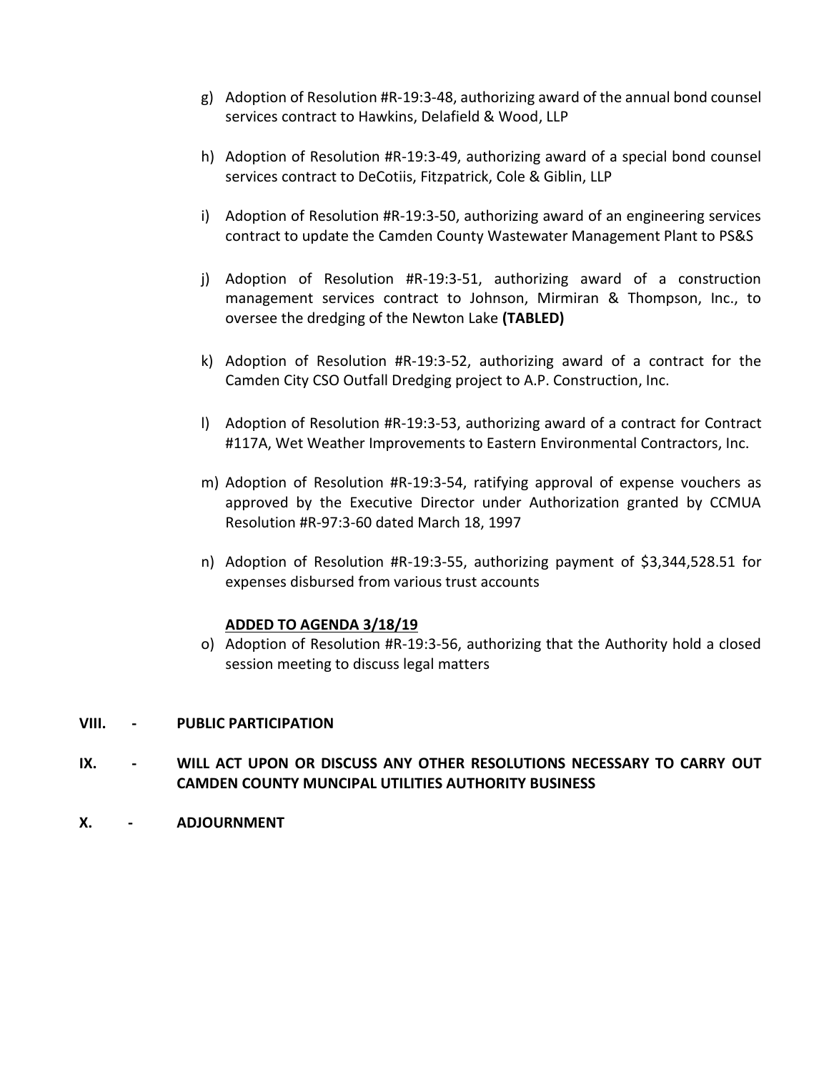g) Adoption of Resolution #R-19:3-48, authorizing award of the annual bond counsel services contract to Hawkins, Delafield & Wood, LLP

h) Adoption of Resolution #R-19:3-49, authorizing award of a special bond counsel services contract to DeCotiis, Fitzpatrick, Cole & Giblin, LLP

i) Adoption of Resolution #R-19:3-50, authorizing award of an engineering services contract to update the Camden County Wastewater Management Plant to PS&S

j) Adoption of Resolution #R-19:3-51, authorizing award of a construction management services contract to Johnson, Mirmiran & Thompson, Inc., to oversee the dredging of the Newton Lake **(TABLED)**

k) Adoption of Resolution #R-19:3-52, authorizing award of a contract for the Camden City CSO Outfall Dredging project to A.P. Construction, Inc.

l) Adoption of Resolution #R-19:3-53, authorizing award of a contract for Contract #117A, Wet Weather Improvements to Eastern Environmental Contractors, Inc.

m) Adoption of Resolution #R-19:3-54, ratifying approval of expense vouchers as approved by the Executive Director under Authorization granted by CCMUA Resolution #R-97:3-60 dated March 18, 1997

n) Adoption of Resolution #R-19:3-55, authorizing payment of $3,344,528.51 for expenses disbursed from various trust accounts

**ADDED TO AGENDA 3/18/19**

o) Adoption of Resolution #R-19:3-56, authorizing that the Authority hold a closed session meeting to discuss legal matters

**VIII. - PUBLIC PARTICIPATION**

**IX. - WILL ACT UPON OR DISCUSS ANY OTHER RESOLUTIONS NECESSARY TO CARRY OUT CAMDEN COUNTY MUNCIPAL UTILITIES AUTHORITY BUSINESS**

**X. - ADJOURNMENT**